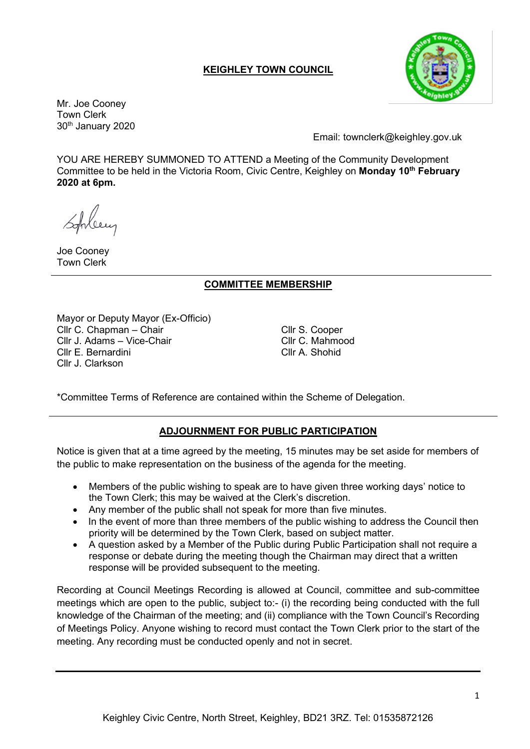**KEIGHLEY TOWN COUNCIL**

Mr. Joe Cooney
Town Clerk
30th January 2020

Email: townclerk@keighley.gov.uk

YOU ARE HEREBY SUMMONED TO ATTEND a Meeting of the Community Development Committee to be held in the Victoria Room, Civic Centre, Keighley on **Monday 10th February 2020 at 6pm.**

Joe Cooney
Town Clerk

## COMMITTEE MEMBERSHIP

Mayor or Deputy Mayor (Ex-Officio)
Cllr C. Chapman – Chair
Cllr J. Adams – Vice-Chair
Cllr E. Bernardini
Cllr J. Clarkson
Cllr S. Cooper
Cllr C. Mahmood
Cllr A. Shohid

*Committee Terms of Reference are contained within the Scheme of Delegation.

## ADJOURNMENT FOR PUBLIC PARTICIPATION

Notice is given that at a time agreed by the meeting, 15 minutes may be set aside for members of the public to make representation on the business of the agenda for the meeting.

- Members of the public wishing to speak are to have given three working days' notice to the Town Clerk; this may be waived at the Clerk's discretion.
- Any member of the public shall not speak for more than five minutes.
- In the event of more than three members of the public wishing to address the Council then priority will be determined by the Town Clerk, based on subject matter.
- A question asked by a Member of the Public during Public Participation shall not require a response or debate during the meeting though the Chairman may direct that a written response will be provided subsequent to the meeting.

Recording at Council Meetings Recording is allowed at Council, committee and sub-committee meetings which are open to the public, subject to:- (i) the recording being conducted with the full knowledge of the Chairman of the meeting; and (ii) compliance with the Town Council's Recording of Meetings Policy. Anyone wishing to record must contact the Town Clerk prior to the start of the meeting. Any recording must be conducted openly and not in secret.

Keighley Civic Centre, North Street, Keighley, BD21 3RZ. Tel: 01535872126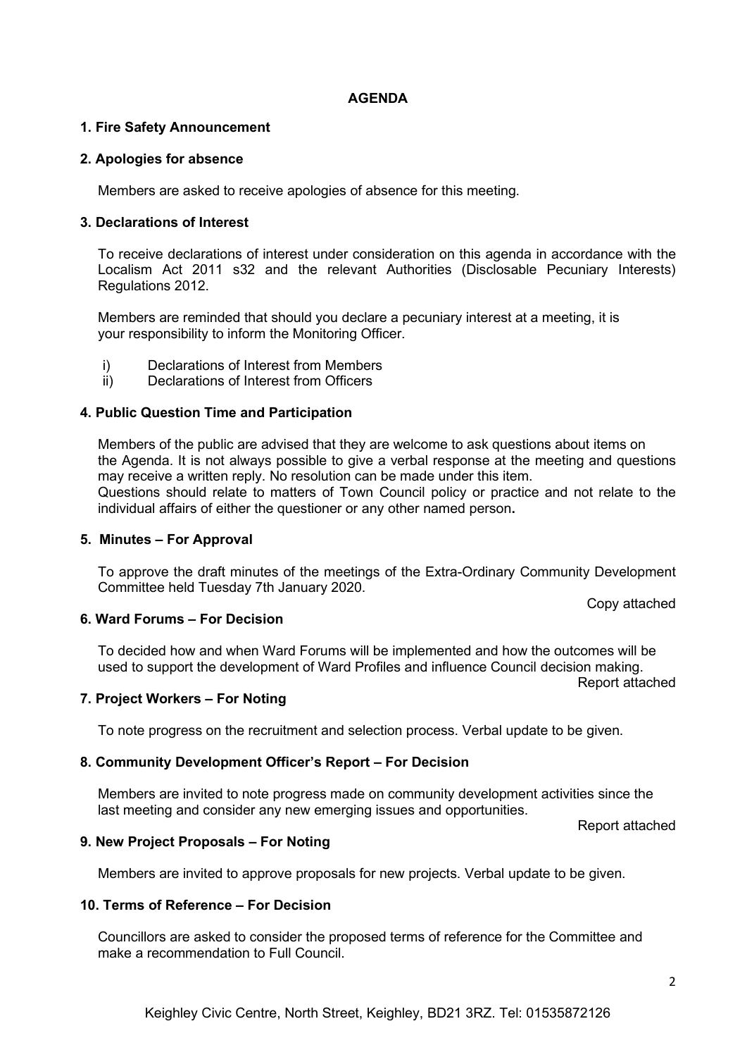# AGENDA

### 1. Fire Safety Announcement

### 2. Apologies for absence

Members are asked to receive apologies of absence for this meeting.

### 3. Declarations of Interest

To receive declarations of interest under consideration on this agenda in accordance with the Localism Act 2011 s32 and the relevant Authorities (Disclosable Pecuniary Interests) Regulations 2012.

Members are reminded that should you declare a pecuniary interest at a meeting, it is your responsibility to inform the Monitoring Officer.

i) Declarations of Interest from Members
ii) Declarations of Interest from Officers

### 4. Public Question Time and Participation

Members of the public are advised that they are welcome to ask questions about items on the Agenda. It is not always possible to give a verbal response at the meeting and questions may receive a written reply. No resolution can be made under this item.
Questions should relate to matters of Town Council policy or practice and not relate to the individual affairs of either the questioner or any other named person**.**

### 5. Minutes – For Approval

To approve the draft minutes of the meetings of the Extra-Ordinary Community Development Committee held Tuesday 7th January 2020.

Copy attached

### 6. Ward Forums – For Decision

To decided how and when Ward Forums will be implemented and how the outcomes will be used to support the development of Ward Profiles and influence Council decision making.

Report attached

### 7. Project Workers – For Noting

To note progress on the recruitment and selection process. Verbal update to be given.

### 8. Community Development Officer's Report – For Decision

Members are invited to note progress made on community development activities since the last meeting and consider any new emerging issues and opportunities.

Report attached

### 9. New Project Proposals – For Noting

Members are invited to approve proposals for new projects. Verbal update to be given.

### 10. Terms of Reference – For Decision

Councillors are asked to consider the proposed terms of reference for the Committee and make a recommendation to Full Council.

Keighley Civic Centre, North Street, Keighley, BD21 3RZ. Tel: 01535872126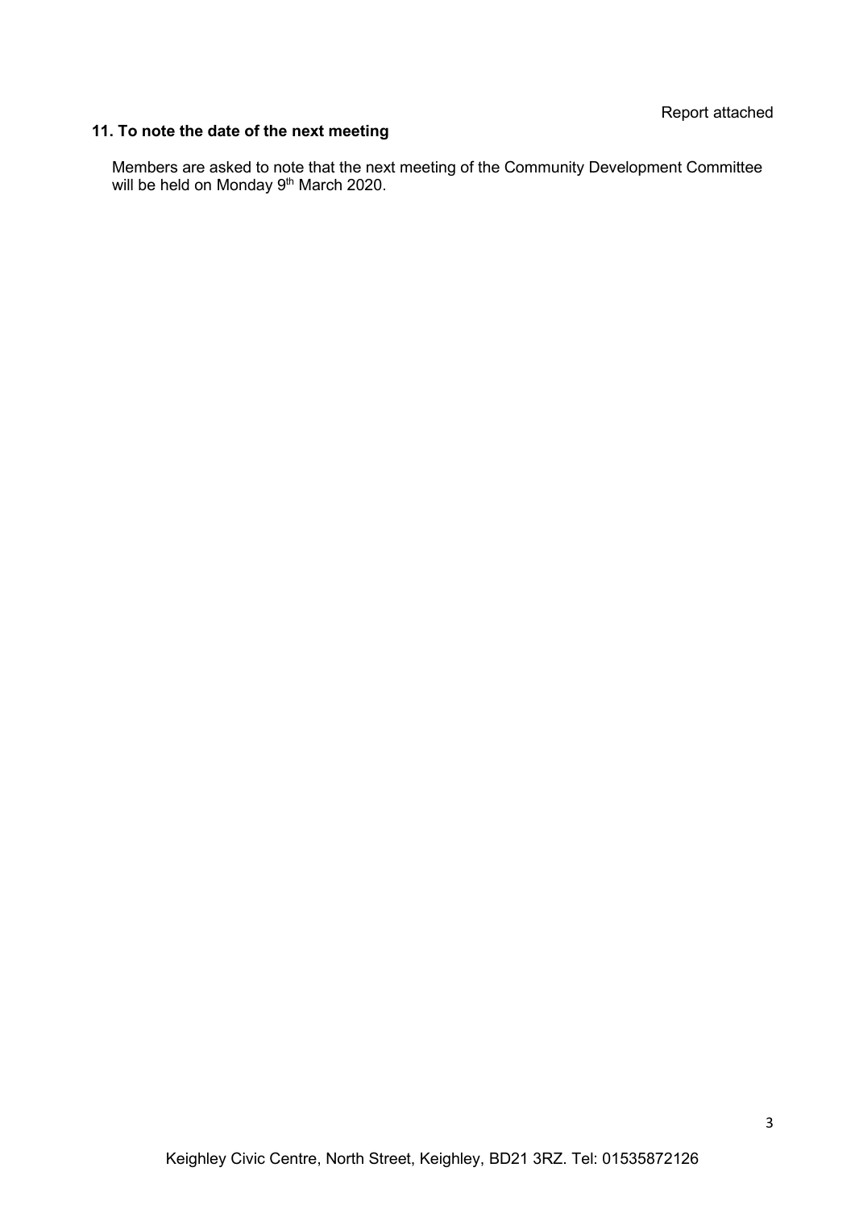Report attached

**11. To note the date of the next meeting**

Members are asked to note that the next meeting of the Community Development Committee will be held on Monday 9th March 2020.

Keighley Civic Centre, North Street, Keighley, BD21 3RZ. Tel: 01535872126